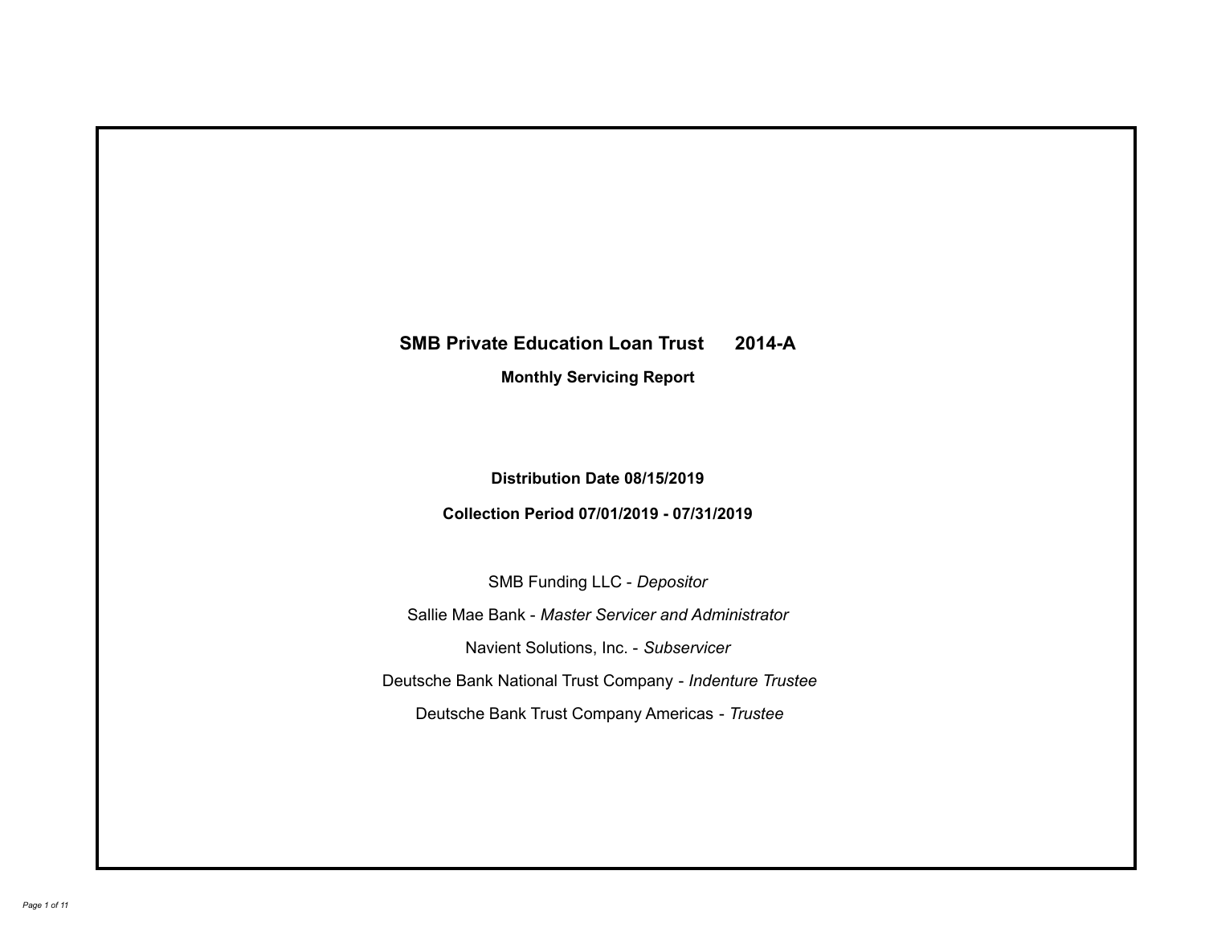# SMB Private Education Loan Trust 2014-A

## Monthly Servicing Report

**Distribution Date 08/15/2019**

**Collection Period 07/01/2019 - 07/31/2019**

SMB Funding LLC - *Depositor*

Sallie Mae Bank - *Master Servicer and Administrator*

Navient Solutions, Inc. - *Subservicer*

Deutsche Bank National Trust Company - *Indenture Trustee*

Deutsche Bank Trust Company Americas - *Trustee*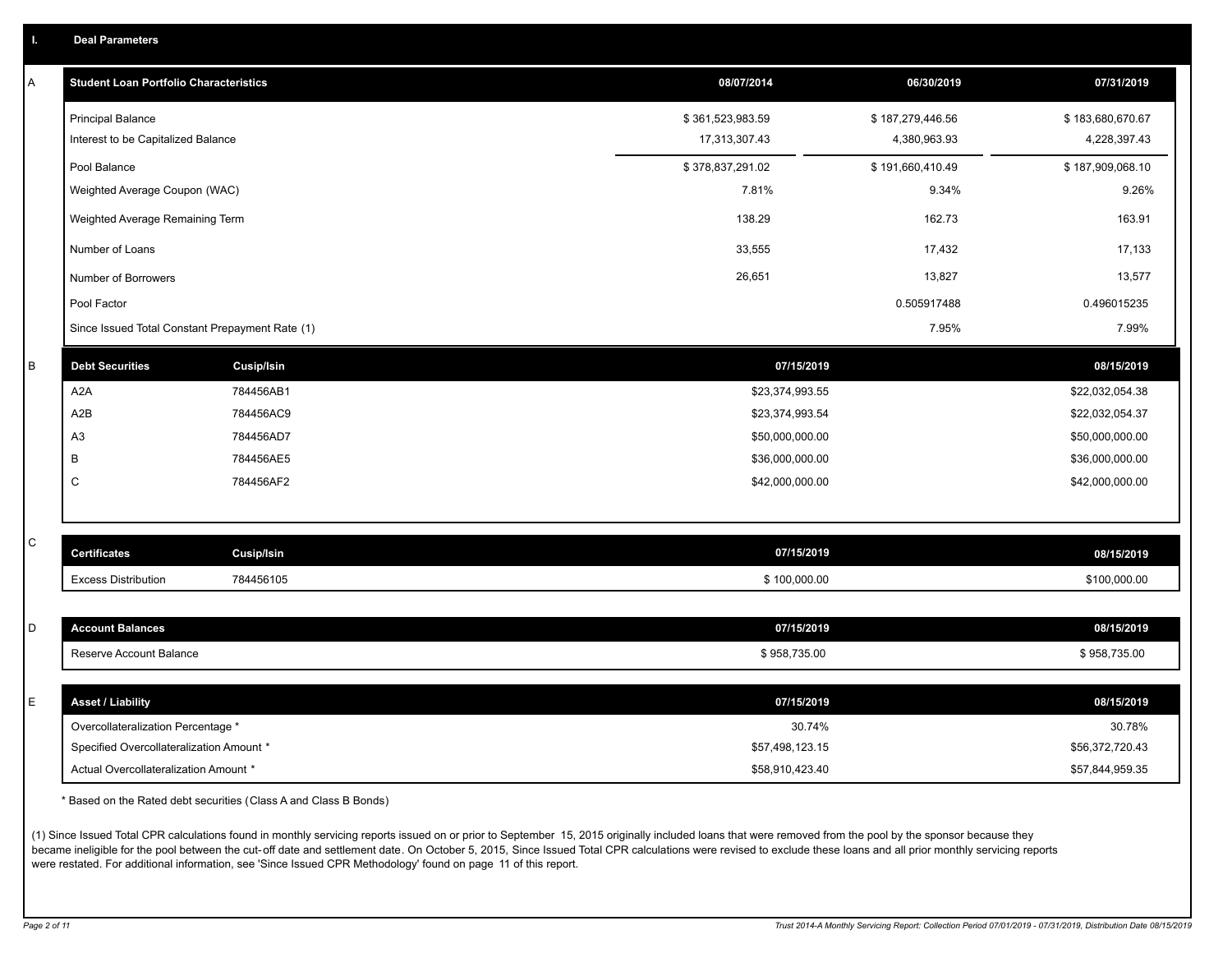## I. Deal Parameters

### A

| Student Loan Portfolio Characteristics | 08/07/2014 | 06/30/2019 | 07/31/2019 |
|---|---|---|---|
| Principal Balance | $ 361,523,983.59 | $ 187,279,446.56 | $ 183,680,670.67 |
| Interest to be Capitalized Balance | 17,313,307.43 | 4,380,963.93 | 4,228,397.43 |
| Pool Balance | $ 378,837,291.02 | $ 191,660,410.49 | $ 187,909,068.10 |
| Weighted Average Coupon (WAC) | 7.81% | 9.34% | 9.26% |
| Weighted Average Remaining Term | 138.29 | 162.73 | 163.91 |
| Number of Loans | 33,555 | 17,432 | 17,133 |
| Number of Borrowers | 26,651 | 13,827 | 13,577 |
| Pool Factor | | 0.505917488 | 0.496015235 |
| Since Issued Total Constant Prepayment Rate (1) | | 7.95% | 7.99% |

### B

| Debt Securities | Cusip/Isin | 07/15/2019 | 08/15/2019 |
|---|---|---|---|
| A2A | 784456AB1 | $23,374,993.55 | $22,032,054.38 |
| A2B | 784456AC9 | $23,374,993.54 | $22,032,054.37 |
| A3 | 784456AD7 | $50,000,000.00 | $50,000,000.00 |
| B | 784456AE5 | $36,000,000.00 | $36,000,000.00 |
| C | 784456AF2 | $42,000,000.00 | $42,000,000.00 |

### C

| Certificates | Cusip/Isin | 07/15/2019 | 08/15/2019 |
|---|---|---|---|
| Excess Distribution | 784456105 | $ 100,000.00 | $100,000.00 |

### D

| Account Balances | 07/15/2019 | 08/15/2019 |
|---|---|---|
| Reserve Account Balance | $ 958,735.00 | $ 958,735.00 |

### E

| Asset / Liability | 07/15/2019 | 08/15/2019 |
|---|---|---|
| Overcollateralization Percentage * | 30.74% | 30.78% |
| Specified Overcollateralization Amount * | $57,498,123.15 | $56,372,720.43 |
| Actual Overcollateralization Amount * | $58,910,423.40 | $57,844,959.35 |

* Based on the Rated debt securities (Class A and Class B Bonds)

(1) Since Issued Total CPR calculations found in monthly servicing reports issued on or prior to September 15, 2015 originally included loans that were removed from the pool by the sponsor because they became ineligible for the pool between the cut-off date and settlement date. On October 5, 2015, Since Issued Total CPR calculations were revised to exclude these loans and all prior monthly servicing reports were restated. For additional information, see 'Since Issued CPR Methodology' found on page 11 of this report.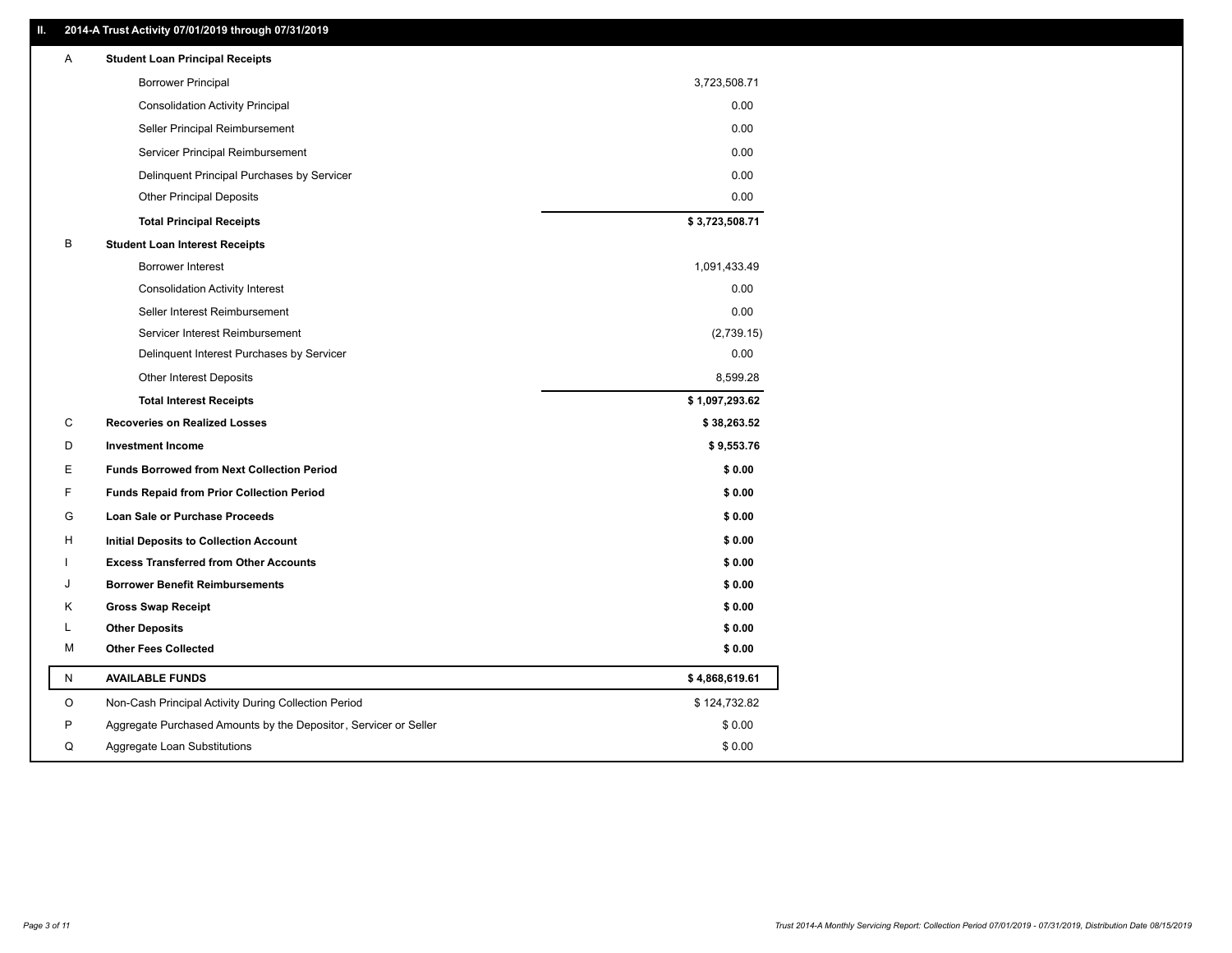## II. 2014-A Trust Activity 07/01/2019 through 07/31/2019

| | | |
|---|---|---|
| A | **Student Loan Principal Receipts** | |
| | Borrower Principal | 3,723,508.71 |
| | Consolidation Activity Principal | 0.00 |
| | Seller Principal Reimbursement | 0.00 |
| | Servicer Principal Reimbursement | 0.00 |
| | Delinquent Principal Purchases by Servicer | 0.00 |
| | Other Principal Deposits | 0.00 |
| | **Total Principal Receipts** | **$ 3,723,508.71** |
| B | **Student Loan Interest Receipts** | |
| | Borrower Interest | 1,091,433.49 |
| | Consolidation Activity Interest | 0.00 |
| | Seller Interest Reimbursement | 0.00 |
| | Servicer Interest Reimbursement | (2,739.15) |
| | Delinquent Interest Purchases by Servicer | 0.00 |
| | Other Interest Deposits | 8,599.28 |
| | **Total Interest Receipts** | **$ 1,097,293.62** |
| C | **Recoveries on Realized Losses** | **$ 38,263.52** |
| D | **Investment Income** | **$ 9,553.76** |
| E | **Funds Borrowed from Next Collection Period** | **$ 0.00** |
| F | **Funds Repaid from Prior Collection Period** | **$ 0.00** |
| G | **Loan Sale or Purchase Proceeds** | **$ 0.00** |
| H | **Initial Deposits to Collection Account** | **$ 0.00** |
| I | **Excess Transferred from Other Accounts** | **$ 0.00** |
| J | **Borrower Benefit Reimbursements** | **$ 0.00** |
| K | **Gross Swap Receipt** | **$ 0.00** |
| L | **Other Deposits** | **$ 0.00** |
| M | **Other Fees Collected** | **$ 0.00** |
| N | **AVAILABLE FUNDS** | **$ 4,868,619.61** |
| O | Non-Cash Principal Activity During Collection Period | $ 124,732.82 |
| P | Aggregate Purchased Amounts by the Depositor, Servicer or Seller | $ 0.00 |
| Q | Aggregate Loan Substitutions | $ 0.00 |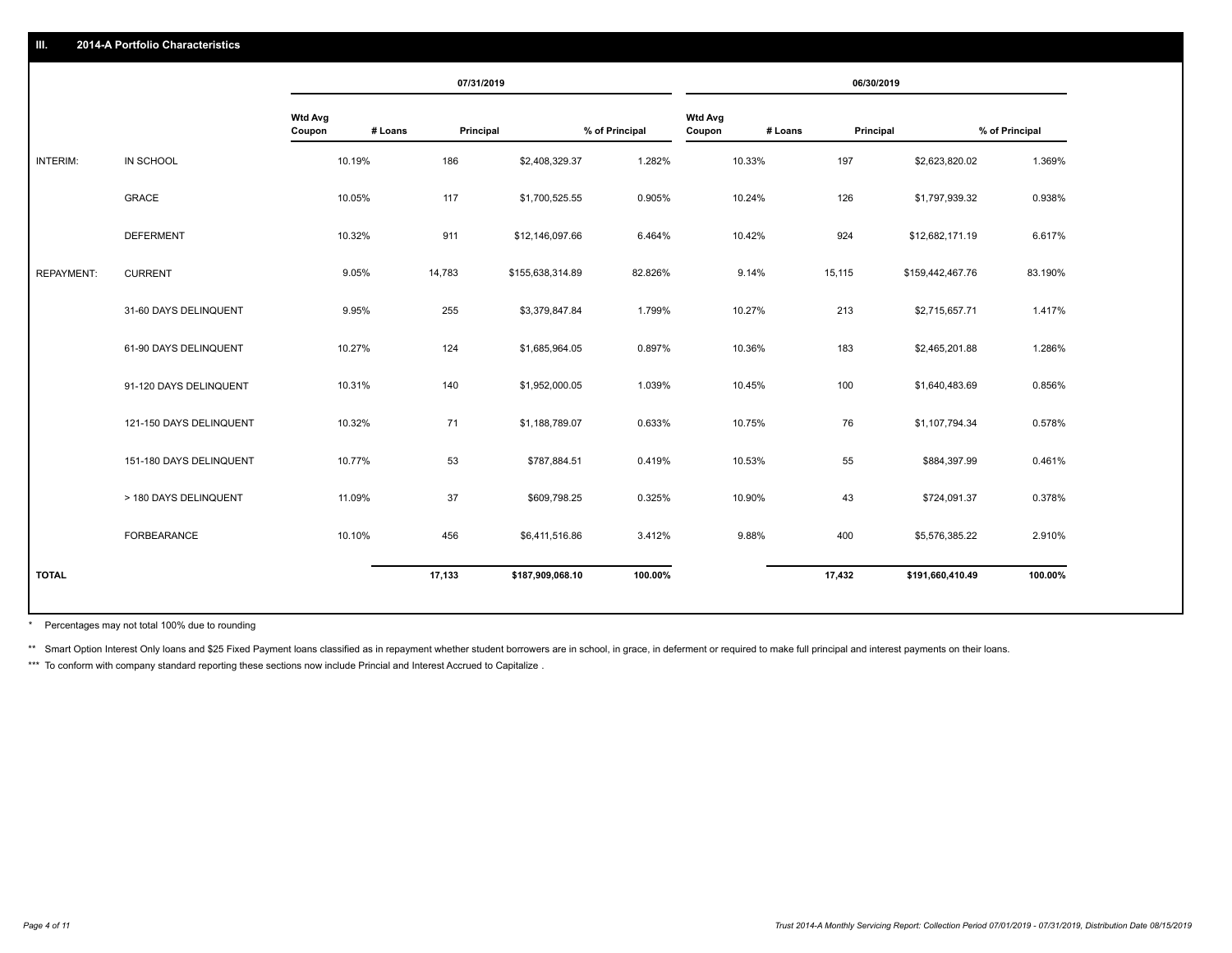## III. 2014-A Portfolio Characteristics

| | | 07/31/2019 | | | | 06/30/2019 | | | |
|---|---|---|---|---|---|---|---|---|---|
| | | Wtd Avg Coupon | # Loans | Principal | % of Principal | Wtd Avg Coupon | # Loans | Principal | % of Principal |
| INTERIM: | IN SCHOOL | 10.19% | 186 | $2,408,329.37 | 1.282% | 10.33% | 197 | $2,623,820.02 | 1.369% |
| | GRACE | 10.05% | 117 | $1,700,525.55 | 0.905% | 10.24% | 126 | $1,797,939.32 | 0.938% |
| | DEFERMENT | 10.32% | 911 | $12,146,097.66 | 6.464% | 10.42% | 924 | $12,682,171.19 | 6.617% |
| REPAYMENT: | CURRENT | 9.05% | 14,783 | $155,638,314.89 | 82.826% | 9.14% | 15,115 | $159,442,467.76 | 83.190% |
| | 31-60 DAYS DELINQUENT | 9.95% | 255 | $3,379,847.84 | 1.799% | 10.27% | 213 | $2,715,657.71 | 1.417% |
| | 61-90 DAYS DELINQUENT | 10.27% | 124 | $1,685,964.05 | 0.897% | 10.36% | 183 | $2,465,201.88 | 1.286% |
| | 91-120 DAYS DELINQUENT | 10.31% | 140 | $1,952,000.05 | 1.039% | 10.45% | 100 | $1,640,483.69 | 0.856% |
| | 121-150 DAYS DELINQUENT | 10.32% | 71 | $1,188,789.07 | 0.633% | 10.75% | 76 | $1,107,794.34 | 0.578% |
| | 151-180 DAYS DELINQUENT | 10.77% | 53 | $787,884.51 | 0.419% | 10.53% | 55 | $884,397.99 | 0.461% |
| | > 180 DAYS DELINQUENT | 11.09% | 37 | $609,798.25 | 0.325% | 10.90% | 43 | $724,091.37 | 0.378% |
| | FORBEARANCE | 10.10% | 456 | $6,411,516.86 | 3.412% | 9.88% | 400 | $5,576,385.22 | 2.910% |
| TOTAL | | | 17,133 | $187,909,068.10 | 100.00% | | 17,432 | $191,660,410.49 | 100.00% |

\* Percentages may not total 100% due to rounding

\*\* Smart Option Interest Only loans and $25 Fixed Payment loans classified as in repayment whether student borrowers are in school, in grace, in deferment or required to make full principal and interest payments on their loans.

\*\*\* To conform with company standard reporting these sections now include Princial and Interest Accrued to Capitalize .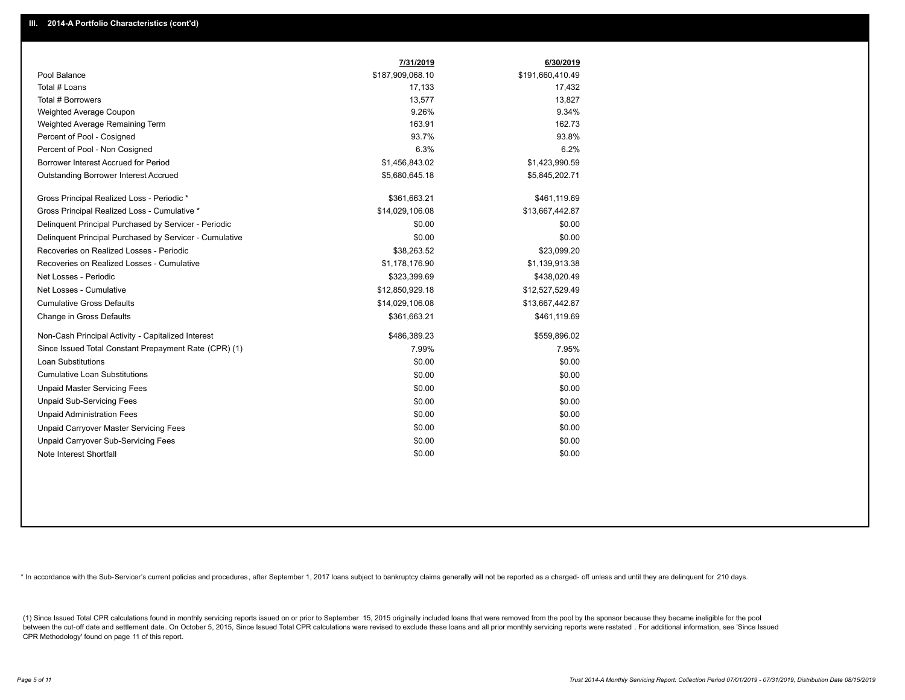## III. 2014-A Portfolio Characteristics (cont'd)

| | 7/31/2019 | 6/30/2019 |
|---|---|---|
| Pool Balance | $187,909,068.10 | $191,660,410.49 |
| Total # Loans | 17,133 | 17,432 |
| Total # Borrowers | 13,577 | 13,827 |
| Weighted Average Coupon | 9.26% | 9.34% |
| Weighted Average Remaining Term | 163.91 | 162.73 |
| Percent of Pool - Cosigned | 93.7% | 93.8% |
| Percent of Pool - Non Cosigned | 6.3% | 6.2% |
| Borrower Interest Accrued for Period | $1,456,843.02 | $1,423,990.59 |
| Outstanding Borrower Interest Accrued | $5,680,645.18 | $5,845,202.71 |
| Gross Principal Realized Loss - Periodic * | $361,663.21 | $461,119.69 |
| Gross Principal Realized Loss - Cumulative * | $14,029,106.08 | $13,667,442.87 |
| Delinquent Principal Purchased by Servicer - Periodic | $0.00 | $0.00 |
| Delinquent Principal Purchased by Servicer - Cumulative | $0.00 | $0.00 |
| Recoveries on Realized Losses - Periodic | $38,263.52 | $23,099.20 |
| Recoveries on Realized Losses - Cumulative | $1,178,176.90 | $1,139,913.38 |
| Net Losses - Periodic | $323,399.69 | $438,020.49 |
| Net Losses - Cumulative | $12,850,929.18 | $12,527,529.49 |
| Cumulative Gross Defaults | $14,029,106.08 | $13,667,442.87 |
| Change in Gross Defaults | $361,663.21 | $461,119.69 |
| Non-Cash Principal Activity - Capitalized Interest | $486,389.23 | $559,896.02 |
| Since Issued Total Constant Prepayment Rate (CPR) (1) | 7.99% | 7.95% |
| Loan Substitutions | $0.00 | $0.00 |
| Cumulative Loan Substitutions | $0.00 | $0.00 |
| Unpaid Master Servicing Fees | $0.00 | $0.00 |
| Unpaid Sub-Servicing Fees | $0.00 | $0.00 |
| Unpaid Administration Fees | $0.00 | $0.00 |
| Unpaid Carryover Master Servicing Fees | $0.00 | $0.00 |
| Unpaid Carryover Sub-Servicing Fees | $0.00 | $0.00 |
| Note Interest Shortfall | $0.00 | $0.00 |

* In accordance with the Sub-Servicer's current policies and procedures, after September 1, 2017 loans subject to bankruptcy claims generally will not be reported as a charged- off unless and until they are delinquent for 210 days.

(1) Since Issued Total CPR calculations found in monthly servicing reports issued on or prior to September 15, 2015 originally included loans that were removed from the pool by the sponsor because they became ineligible for the pool between the cut-off date and settlement date. On October 5, 2015, Since Issued Total CPR calculations were revised to exclude these loans and all prior monthly servicing reports were restated . For additional information, see 'Since Issued CPR Methodology' found on page 11 of this report.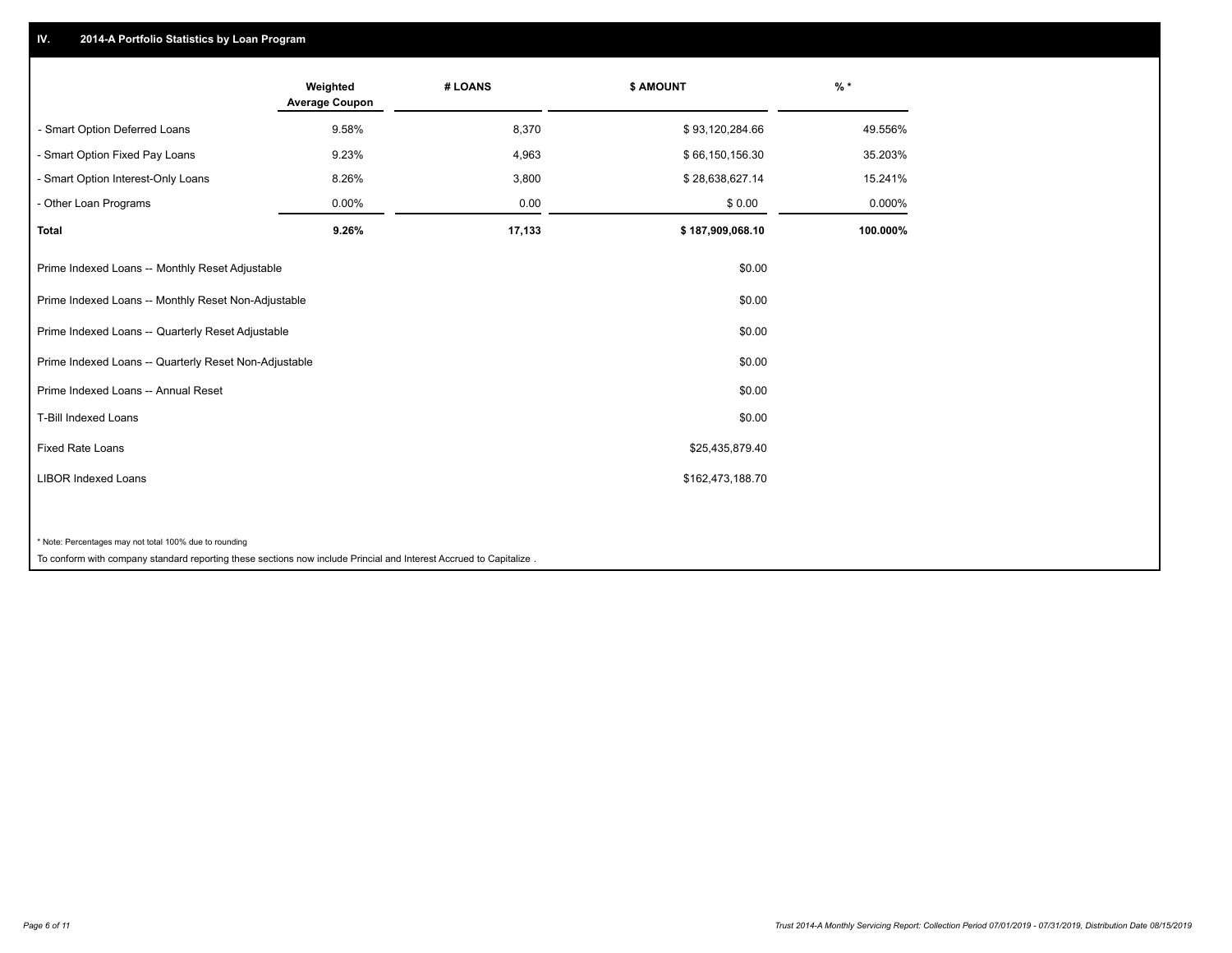## IV. 2014-A Portfolio Statistics by Loan Program

| | Weighted Average Coupon | # LOANS | $ AMOUNT | % * |
|---|---|---|---|---|
| - Smart Option Deferred Loans | 9.58% | 8,370 | $ 93,120,284.66 | 49.556% |
| - Smart Option Fixed Pay Loans | 9.23% | 4,963 | $ 66,150,156.30 | 35.203% |
| - Smart Option Interest-Only Loans | 8.26% | 3,800 | $ 28,638,627.14 | 15.241% |
| - Other Loan Programs | 0.00% | 0.00 | $ 0.00 | 0.000% |
| **Total** | **9.26%** | **17,133** | **$ 187,909,068.10** | **100.000%** |

| | |
|---|---|
| Prime Indexed Loans -- Monthly Reset Adjustable | $0.00 |
| Prime Indexed Loans -- Monthly Reset Non-Adjustable | $0.00 |
| Prime Indexed Loans -- Quarterly Reset Adjustable | $0.00 |
| Prime Indexed Loans -- Quarterly Reset Non-Adjustable | $0.00 |
| Prime Indexed Loans -- Annual Reset | $0.00 |
| T-Bill Indexed Loans | $0.00 |
| Fixed Rate Loans | $25,435,879.40 |
| LIBOR Indexed Loans | $162,473,188.70 |

* Note: Percentages may not total 100% due to rounding

To conform with company standard reporting these sections now include Princial and Interest Accrued to Capitalize .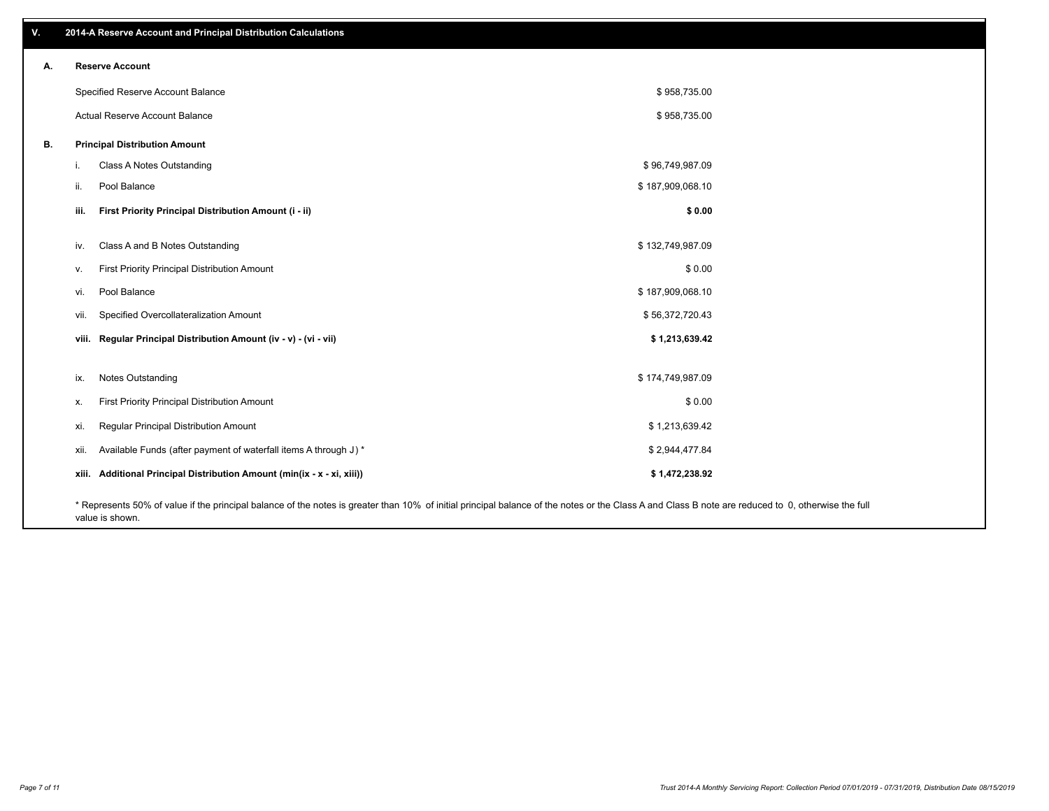## V. 2014-A Reserve Account and Principal Distribution Calculations

### A. Reserve Account

| | |
|---|---|
| Specified Reserve Account Balance | $ 958,735.00 |
| Actual Reserve Account Balance | $ 958,735.00 |

### B. Principal Distribution Amount

| | | |
|---|---|---|
| i. | Class A Notes Outstanding | $ 96,749,987.09 |
| ii. | Pool Balance | $ 187,909,068.10 |
| **iii.** | **First Priority Principal Distribution Amount (i - ii)** | **$ 0.00** |
| iv. | Class A and B Notes Outstanding | $ 132,749,987.09 |
| v. | First Priority Principal Distribution Amount | $ 0.00 |
| vi. | Pool Balance | $ 187,909,068.10 |
| vii. | Specified Overcollateralization Amount | $ 56,372,720.43 |
| **viii.** | **Regular Principal Distribution Amount (iv - v) - (vi - vii)** | **$ 1,213,639.42** |
| ix. | Notes Outstanding | $ 174,749,987.09 |
| x. | First Priority Principal Distribution Amount | $ 0.00 |
| xi. | Regular Principal Distribution Amount | $ 1,213,639.42 |
| xii. | Available Funds (after payment of waterfall items A through J) * | $ 2,944,477.84 |
| **xiii.** | **Additional Principal Distribution Amount (min(ix - x - xi, xiii))** | **$ 1,472,238.92** |

* Represents 50% of value if the principal balance of the notes is greater than 10% of initial principal balance of the notes or the Class A and Class B note are reduced to 0, otherwise the full value is shown.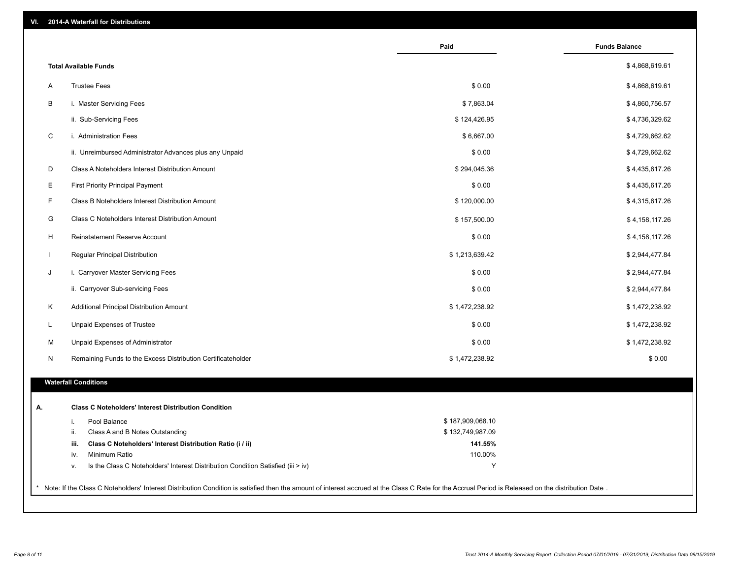## VI. 2014-A Waterfall for Distributions

| | | Paid | Funds Balance |
|---|---|---|---|
| | **Total Available Funds** | | $ 4,868,619.61 |
| A | Trustee Fees | $ 0.00 | $ 4,868,619.61 |
| B | i. Master Servicing Fees | $ 7,863.04 | $ 4,860,756.57 |
| | ii. Sub-Servicing Fees | $ 124,426.95 | $ 4,736,329.62 |
| C | i. Administration Fees | $ 6,667.00 | $ 4,729,662.62 |
| | ii. Unreimbursed Administrator Advances plus any Unpaid | $ 0.00 | $ 4,729,662.62 |
| D | Class A Noteholders Interest Distribution Amount | $ 294,045.36 | $ 4,435,617.26 |
| E | First Priority Principal Payment | $ 0.00 | $ 4,435,617.26 |
| F | Class B Noteholders Interest Distribution Amount | $ 120,000.00 | $ 4,315,617.26 |
| G | Class C Noteholders Interest Distribution Amount | $ 157,500.00 | $ 4,158,117.26 |
| H | Reinstatement Reserve Account | $ 0.00 | $ 4,158,117.26 |
| I | Regular Principal Distribution | $ 1,213,639.42 | $ 2,944,477.84 |
| J | i. Carryover Master Servicing Fees | $ 0.00 | $ 2,944,477.84 |
| | ii. Carryover Sub-servicing Fees | $ 0.00 | $ 2,944,477.84 |
| K | Additional Principal Distribution Amount | $ 1,472,238.92 | $ 1,472,238.92 |
| L | Unpaid Expenses of Trustee | $ 0.00 | $ 1,472,238.92 |
| M | Unpaid Expenses of Administrator | $ 0.00 | $ 1,472,238.92 |
| N | Remaining Funds to the Excess Distribution Certificateholder | $ 1,472,238.92 | $ 0.00 |

### Waterfall Conditions

**A. Class C Noteholders' Interest Distribution Condition**

| | | |
|---|---|---|
| i. | Pool Balance | $ 187,909,068.10 |
| ii. | Class A and B Notes Outstanding | $ 132,749,987.09 |
| **iii.** | **Class C Noteholders' Interest Distribution Ratio (i / ii)** | **141.55%** |
| iv. | Minimum Ratio | 110.00% |
| v. | Is the Class C Noteholders' Interest Distribution Condition Satisfied (iii > iv) | Y |

* Note: If the Class C Noteholders' Interest Distribution Condition is satisfied then the amount of interest accrued at the Class C Rate for the Accrual Period is Released on the distribution Date .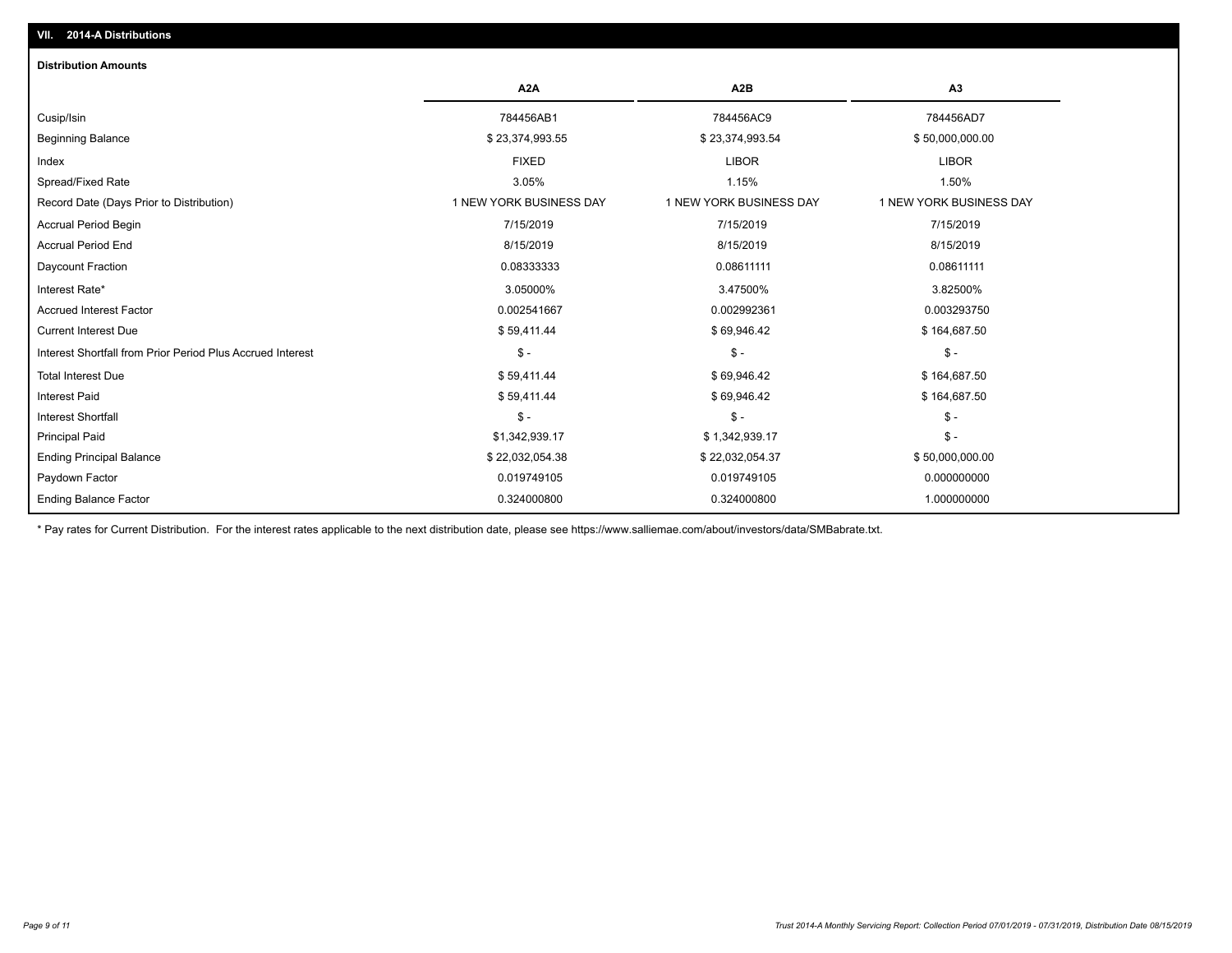## VII. 2014-A Distributions

### Distribution Amounts

| | A2A | A2B | A3 |
|---|---|---|---|
| Cusip/Isin | 784456AB1 | 784456AC9 | 784456AD7 |
| Beginning Balance | $ 23,374,993.55 | $ 23,374,993.54 | $ 50,000,000.00 |
| Index | FIXED | LIBOR | LIBOR |
| Spread/Fixed Rate | 3.05% | 1.15% | 1.50% |
| Record Date (Days Prior to Distribution) | 1 NEW YORK BUSINESS DAY | 1 NEW YORK BUSINESS DAY | 1 NEW YORK BUSINESS DAY |
| Accrual Period Begin | 7/15/2019 | 7/15/2019 | 7/15/2019 |
| Accrual Period End | 8/15/2019 | 8/15/2019 | 8/15/2019 |
| Daycount Fraction | 0.08333333 | 0.08611111 | 0.08611111 |
| Interest Rate* | 3.05000% | 3.47500% | 3.82500% |
| Accrued Interest Factor | 0.002541667 | 0.002992361 | 0.003293750 |
| Current Interest Due | $ 59,411.44 | $ 69,946.42 | $ 164,687.50 |
| Interest Shortfall from Prior Period Plus Accrued Interest | $ - | $ - | $ - |
| Total Interest Due | $ 59,411.44 | $ 69,946.42 | $ 164,687.50 |
| Interest Paid | $ 59,411.44 | $ 69,946.42 | $ 164,687.50 |
| Interest Shortfall | $ - | $ - | $ - |
| Principal Paid | $1,342,939.17 | $ 1,342,939.17 | $ - |
| Ending Principal Balance | $ 22,032,054.38 | $ 22,032,054.37 | $ 50,000,000.00 |
| Paydown Factor | 0.019749105 | 0.019749105 | 0.000000000 |
| Ending Balance Factor | 0.324000800 | 0.324000800 | 1.000000000 |

* Pay rates for Current Distribution. For the interest rates applicable to the next distribution date, please see https://www.salliemae.com/about/investors/data/SMBabrate.txt.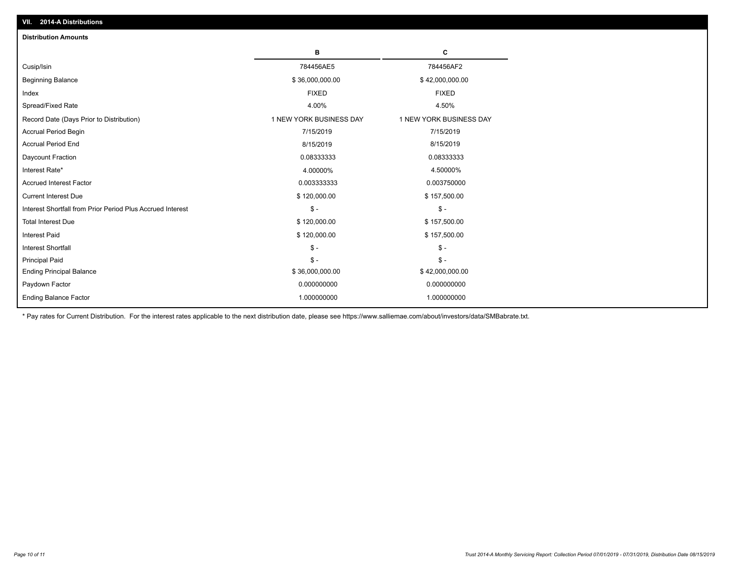## VII. 2014-A Distributions

### Distribution Amounts

| | B | C |
|---|---|---|
| Cusip/Isin | 784456AE5 | 784456AF2 |
| Beginning Balance | $ 36,000,000.00 | $ 42,000,000.00 |
| Index | FIXED | FIXED |
| Spread/Fixed Rate | 4.00% | 4.50% |
| Record Date (Days Prior to Distribution) | 1 NEW YORK BUSINESS DAY | 1 NEW YORK BUSINESS DAY |
| Accrual Period Begin | 7/15/2019 | 7/15/2019 |
| Accrual Period End | 8/15/2019 | 8/15/2019 |
| Daycount Fraction | 0.08333333 | 0.08333333 |
| Interest Rate* | 4.00000% | 4.50000% |
| Accrued Interest Factor | 0.003333333 | 0.003750000 |
| Current Interest Due | $ 120,000.00 | $ 157,500.00 |
| Interest Shortfall from Prior Period Plus Accrued Interest | $ - | $ - |
| Total Interest Due | $ 120,000.00 | $ 157,500.00 |
| Interest Paid | $ 120,000.00 | $ 157,500.00 |
| Interest Shortfall | $ - | $ - |
| Principal Paid | $ - | $ - |
| Ending Principal Balance | $ 36,000,000.00 | $ 42,000,000.00 |
| Paydown Factor | 0.000000000 | 0.000000000 |
| Ending Balance Factor | 1.000000000 | 1.000000000 |

* Pay rates for Current Distribution. For the interest rates applicable to the next distribution date, please see https://www.salliemae.com/about/investors/data/SMBabrate.txt.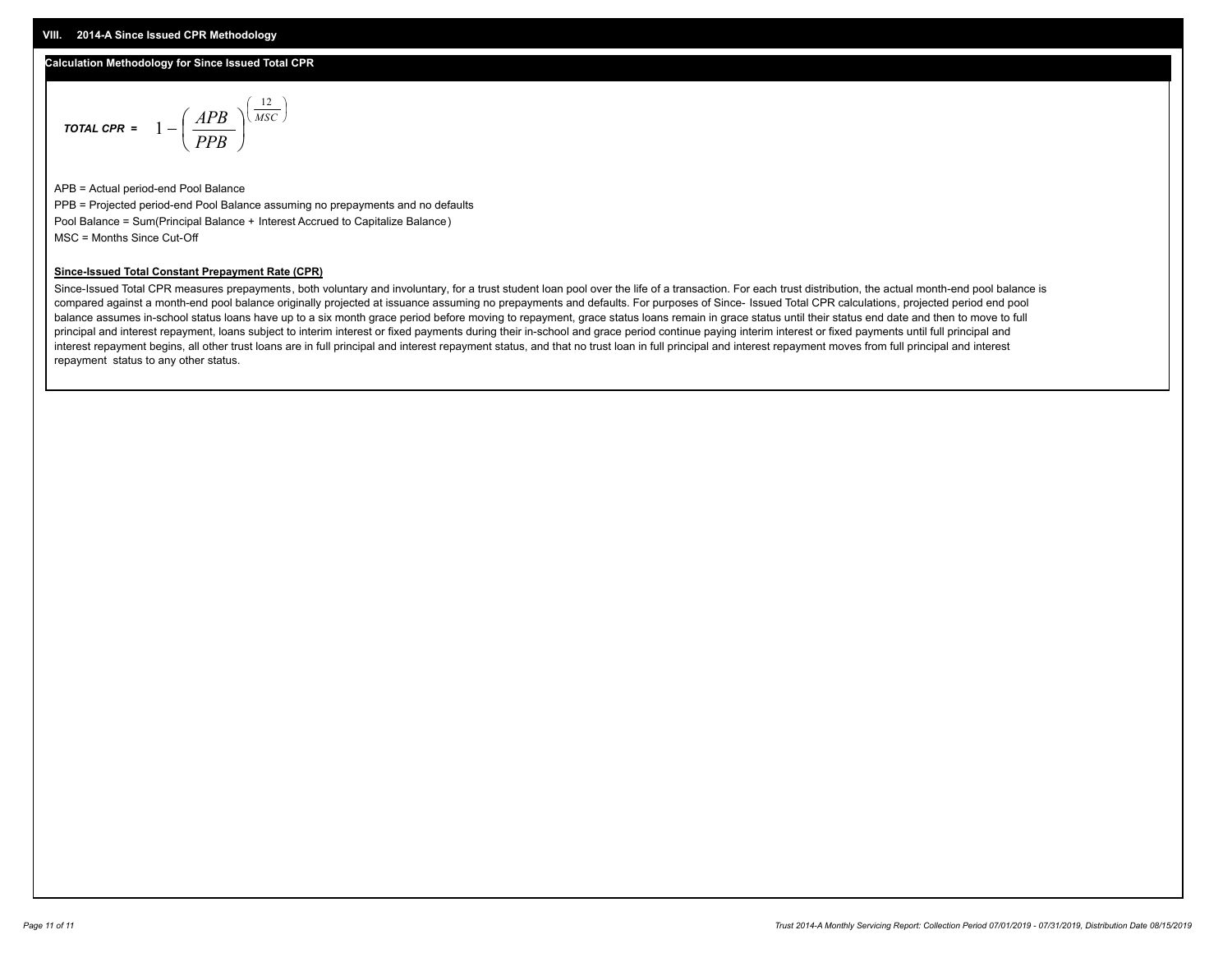## VIII. 2014-A Since Issued CPR Methodology

### Calculation Methodology for Since Issued Total CPR

$$\textbf{\textit{TOTAL CPR}} = \quad 1 - \left( \frac{APB}{PPB} \right)^{\left( \frac{12}{MSC} \right)}$$

APB = Actual period-end Pool Balance

PPB = Projected period-end Pool Balance assuming no prepayments and no defaults

Pool Balance = Sum(Principal Balance + Interest Accrued to Capitalize Balance)

MSC = Months Since Cut-Off

**Since-Issued Total Constant Prepayment Rate (CPR)**

Since-Issued Total CPR measures prepayments, both voluntary and involuntary, for a trust student loan pool over the life of a transaction. For each trust distribution, the actual month-end pool balance is compared against a month-end pool balance originally projected at issuance assuming no prepayments and defaults. For purposes of Since- Issued Total CPR calculations, projected period end pool balance assumes in-school status loans have up to a six month grace period before moving to repayment, grace status loans remain in grace status until their status end date and then to move to full principal and interest repayment, loans subject to interim interest or fixed payments during their in-school and grace period continue paying interim interest or fixed payments until full principal and interest repayment begins, all other trust loans are in full principal and interest repayment status, and that no trust loan in full principal and interest repayment moves from full principal and interest repayment status to any other status.